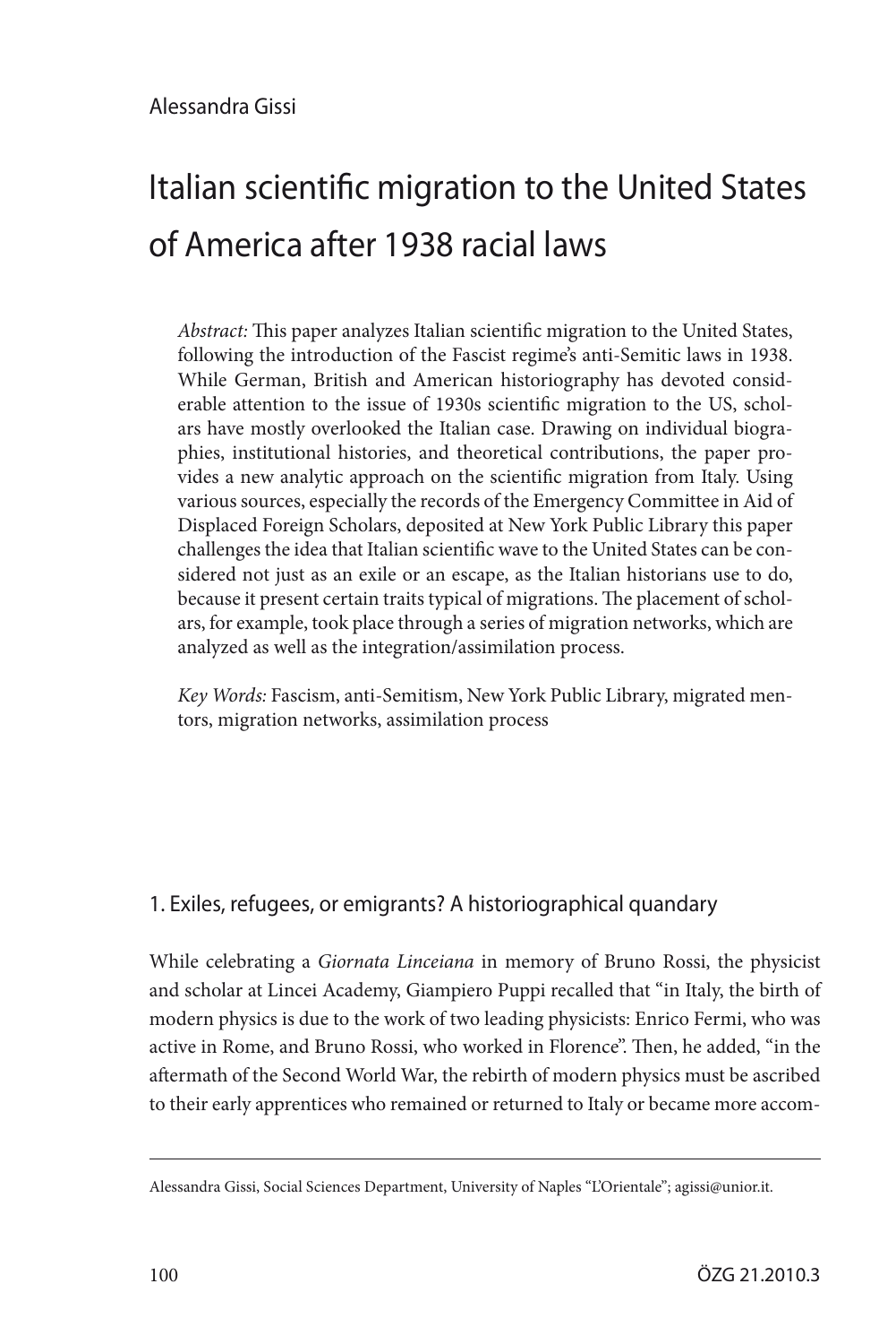Alessandra Gissi

# Italian scientific migration to the United States of America after 1938 racial laws

*Abstract:* This paper analyzes Italian scientific migration to the United States, following the introduction of the Fascist regime's anti-Semitic laws in 1938. While German, British and American historiography has devoted considerable attention to the issue of 1930s scientific migration to the US, scholars have mostly overlooked the Italian case. Drawing on individual biographies, institutional histories, and theoretical contributions, the paper provides a new analytic approach on the scientific migration from Italy. Using various sources, especially the records of the Emergency Committee in Aid of Displaced Foreign Scholars, deposited at New York Public Library this paper challenges the idea that Italian scientific wave to the United States can be considered not just as an exile or an escape, as the Italian historians use to do, because it present certain traits typical of migrations. The placement of scholars, for example, took place through a series of migration networks, which are analyzed as well as the integration/assimilation process.

*Key Words:* Fascism, anti-Semitism, New York Public Library, migrated mentors, migration networks, assimilation process

## 1. Exiles, refugees, or emigrants? A historiographical quandary

While celebrating a *Giornata Linceiana* in memory of Bruno Rossi, the physicist and scholar at Lincei Academy, Giampiero Puppi recalled that "in Italy, the birth of modern physics is due to the work of two leading physicists: Enrico Fermi, who was active in Rome, and Bruno Rossi, who worked in Florence". Then, he added, "in the aftermath of the Second World War, the rebirth of modern physics must be ascribed to their early apprentices who remained or returned to Italy or became more accom-

Alessandra Gissi, Social Sciences Department, University of Naples "L'Orientale"; agissi@unior.it.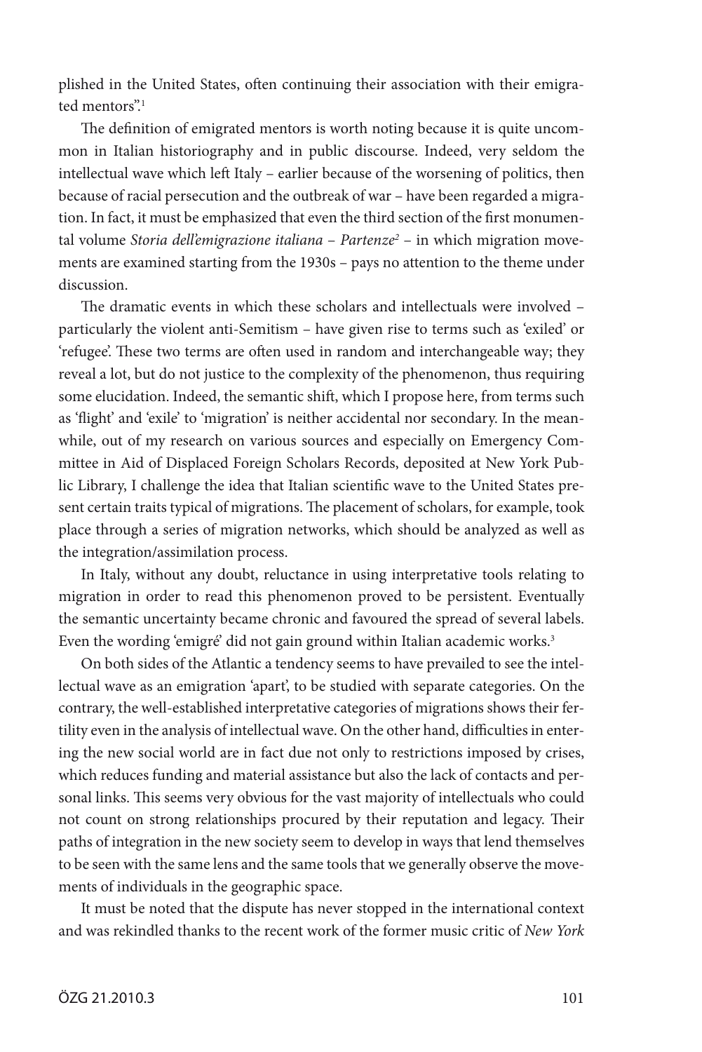plished in the United States, often continuing their association with their emigrated mentors".[1]

The definition of emigrated mentors is worth noting because it is quite uncommon in Italian historiography and in public discourse. Indeed, very seldom the intellectual wave which left Italy – earlier because of the worsening of politics, then because of racial persecution and the outbreak of war – have been regarded a migration. In fact, it must be emphasized that even the third section of the first monumental volume *Storia dell'emigrazione italiana – Partenze*[2] – in which migration movements are examined starting from the 1930s – pays no attention to the theme under discussion.

The dramatic events in which these scholars and intellectuals were involved – particularly the violent anti-Semitism – have given rise to terms such as 'exiled' or 'refugee'. These two terms are often used in random and interchangeable way; they reveal a lot, but do not justice to the complexity of the phenomenon, thus requiring some elucidation. Indeed, the semantic shift, which I propose here, from terms such as 'flight' and 'exile' to 'migration' is neither accidental nor secondary. In the meanwhile, out of my research on various sources and especially on Emergency Committee in Aid of Displaced Foreign Scholars Records, deposited at New York Public Library, I challenge the idea that Italian scientific wave to the United States present certain traits typical of migrations. The placement of scholars, for example, took place through a series of migration networks, which should be analyzed as well as the integration/assimilation process.

In Italy, without any doubt, reluctance in using interpretative tools relating to migration in order to read this phenomenon proved to be persistent. Eventually the semantic uncertainty became chronic and favoured the spread of several labels. Even the wording 'emigré' did not gain ground within Italian academic works.[3]

On both sides of the Atlantic a tendency seems to have prevailed to see the intellectual wave as an emigration 'apart', to be studied with separate categories. On the contrary, the well-established interpretative categories of migrations shows their fertility even in the analysis of intellectual wave. On the other hand, difficulties in entering the new social world are in fact due not only to restrictions imposed by crises, which reduces funding and material assistance but also the lack of contacts and personal links. This seems very obvious for the vast majority of intellectuals who could not count on strong relationships procured by their reputation and legacy. Their paths of integration in the new society seem to develop in ways that lend themselves to be seen with the same lens and the same tools that we generally observe the movements of individuals in the geographic space.

It must be noted that the dispute has never stopped in the international context and was rekindled thanks to the recent work of the former music critic of *New York*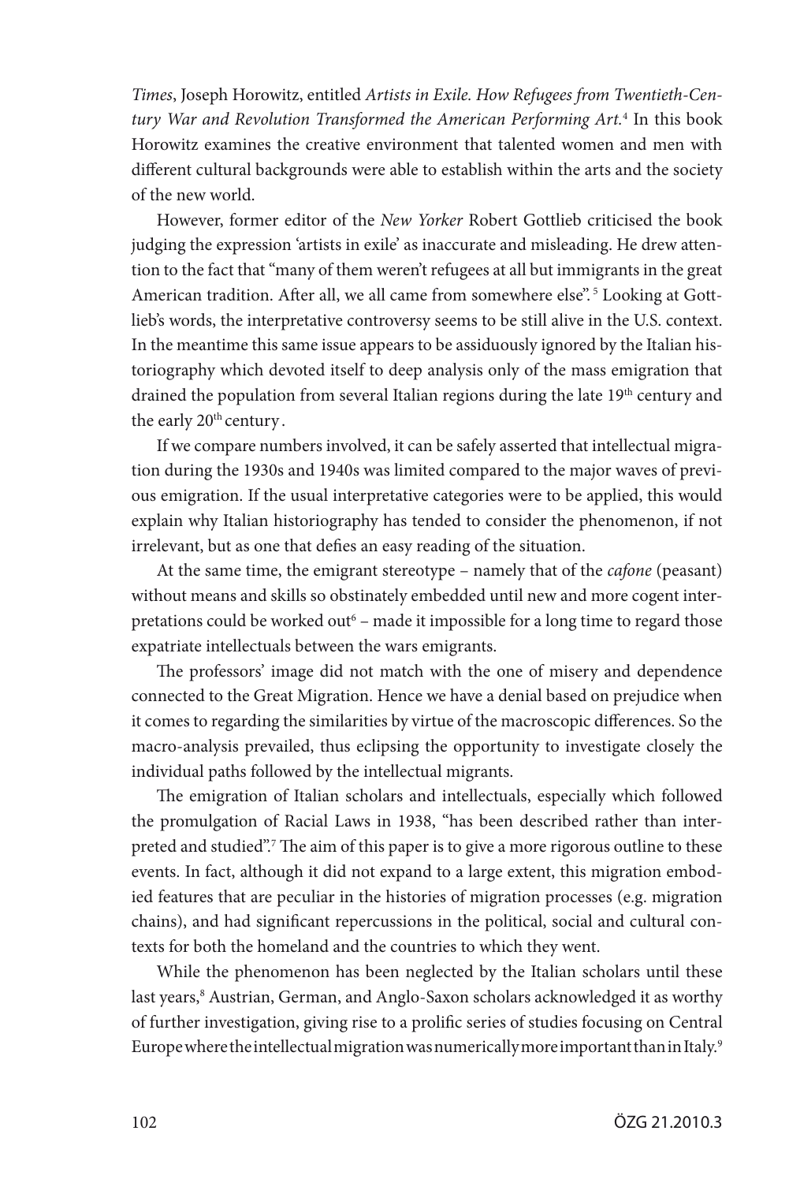*Times*, Joseph Horowitz, entitled *Artists in Exile. How Refugees from Twentieth-Century War and Revolution Transformed the American Performing Art.*[4] In this book Horowitz examines the creative environment that talented women and men with different cultural backgrounds were able to establish within the arts and the society of the new world.

However, former editor of the *New Yorker* Robert Gottlieb criticised the book judging the expression 'artists in exile' as inaccurate and misleading. He drew attention to the fact that "many of them weren't refugees at all but immigrants in the great American tradition. After all, we all came from somewhere else".[5] Looking at Gottlieb's words, the interpretative controversy seems to be still alive in the U.S. context. In the meantime this same issue appears to be assiduously ignored by the Italian historiography which devoted itself to deep analysis only of the mass emigration that drained the population from several Italian regions during the late 19th century and the early 20th century.

If we compare numbers involved, it can be safely asserted that intellectual migration during the 1930s and 1940s was limited compared to the major waves of previous emigration. If the usual interpretative categories were to be applied, this would explain why Italian historiography has tended to consider the phenomenon, if not irrelevant, but as one that defies an easy reading of the situation.

At the same time, the emigrant stereotype – namely that of the *cafone* (peasant) without means and skills so obstinately embedded until new and more cogent interpretations could be worked out[6] – made it impossible for a long time to regard those expatriate intellectuals between the wars emigrants.

The professors' image did not match with the one of misery and dependence connected to the Great Migration. Hence we have a denial based on prejudice when it comes to regarding the similarities by virtue of the macroscopic differences. So the macro-analysis prevailed, thus eclipsing the opportunity to investigate closely the individual paths followed by the intellectual migrants.

The emigration of Italian scholars and intellectuals, especially which followed the promulgation of Racial Laws in 1938, "has been described rather than interpreted and studied".[7] The aim of this paper is to give a more rigorous outline to these events. In fact, although it did not expand to a large extent, this migration embodied features that are peculiar in the histories of migration processes (e.g. migration chains), and had significant repercussions in the political, social and cultural contexts for both the homeland and the countries to which they went.

While the phenomenon has been neglected by the Italian scholars until these last years,[8] Austrian, German, and Anglo-Saxon scholars acknowledged it as worthy of further investigation, giving rise to a prolific series of studies focusing on Central Europe where the intellectual migration was numerically more important than in Italy.[9]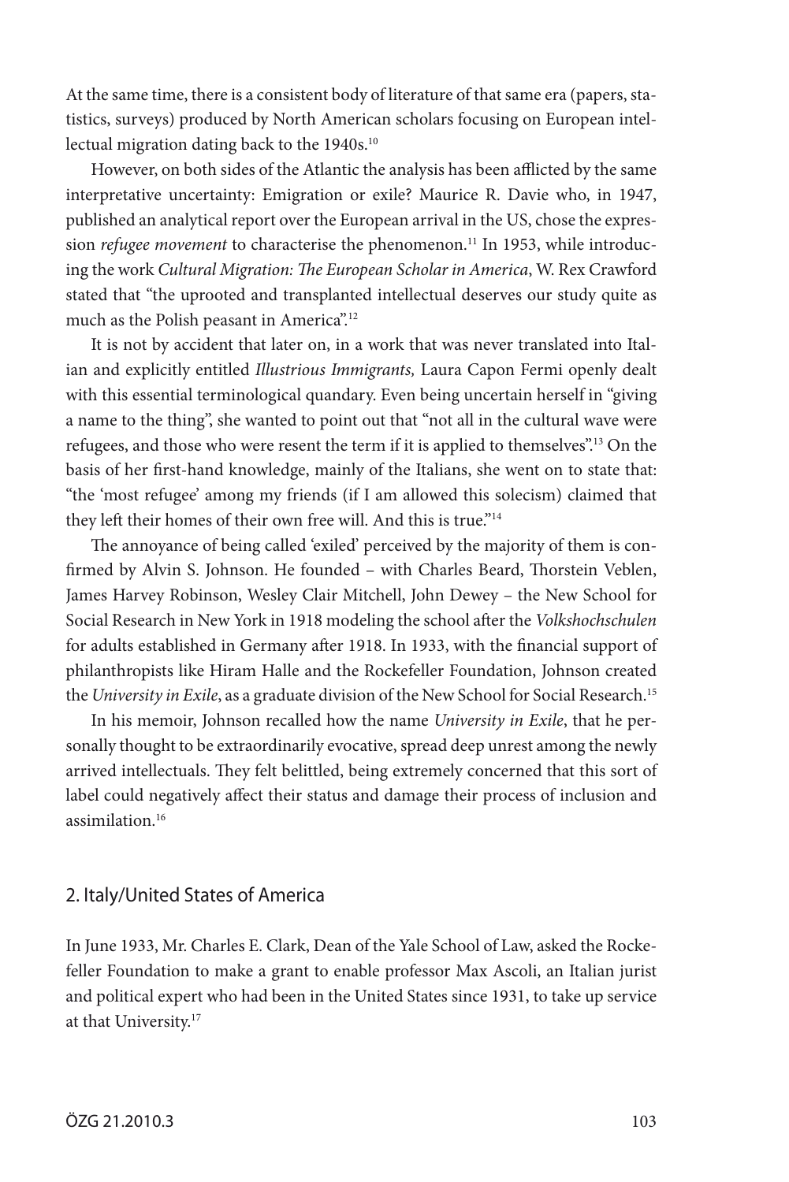At the same time, there is a consistent body of literature of that same era (papers, statistics, surveys) produced by North American scholars focusing on European intellectual migration dating back to the 1940s.[10]

However, on both sides of the Atlantic the analysis has been afflicted by the same interpretative uncertainty: Emigration or exile? Maurice R. Davie who, in 1947, published an analytical report over the European arrival in the US, chose the expression *refugee movement* to characterise the phenomenon.[11] In 1953, while introducing the work *Cultural Migration: The European Scholar in America*, W. Rex Crawford stated that "the uprooted and transplanted intellectual deserves our study quite as much as the Polish peasant in America".[12]

It is not by accident that later on, in a work that was never translated into Italian and explicitly entitled *Illustrious Immigrants,* Laura Capon Fermi openly dealt with this essential terminological quandary. Even being uncertain herself in "giving a name to the thing", she wanted to point out that "not all in the cultural wave were refugees, and those who were resent the term if it is applied to themselves".[13] On the basis of her first-hand knowledge, mainly of the Italians, she went on to state that: "the 'most refugee' among my friends (if I am allowed this solecism) claimed that they left their homes of their own free will. And this is true."[14]

The annoyance of being called 'exiled' perceived by the majority of them is confirmed by Alvin S. Johnson. He founded – with Charles Beard, Thorstein Veblen, James Harvey Robinson, Wesley Clair Mitchell, John Dewey – the New School for Social Research in New York in 1918 modeling the school after the *Volkshochschulen* for adults established in Germany after 1918. In 1933, with the financial support of philanthropists like Hiram Halle and the Rockefeller Foundation, Johnson created the *University in Exile*, as a graduate division of the New School for Social Research.[15]

In his memoir, Johnson recalled how the name *University in Exile*, that he personally thought to be extraordinarily evocative, spread deep unrest among the newly arrived intellectuals. They felt belittled, being extremely concerned that this sort of label could negatively affect their status and damage their process of inclusion and assimilation.[16]

## 2. Italy/United States of America

In June 1933, Mr. Charles E. Clark, Dean of the Yale School of Law, asked the Rockefeller Foundation to make a grant to enable professor Max Ascoli, an Italian jurist and political expert who had been in the United States since 1931, to take up service at that University.[17]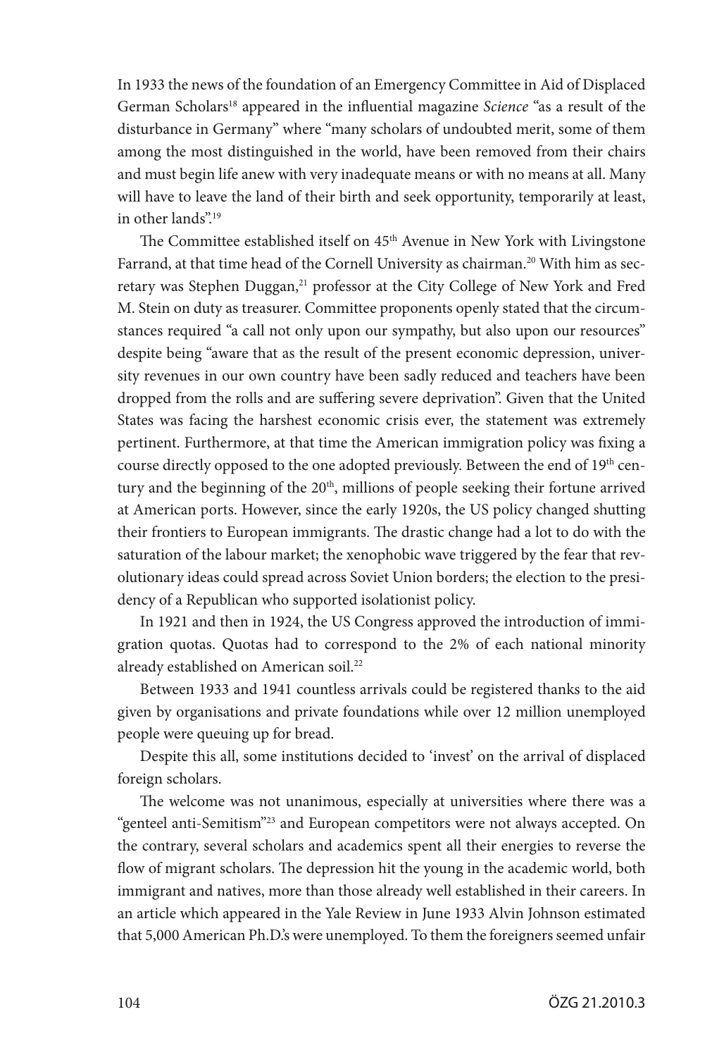In 1933 the news of the foundation of an Emergency Committee in Aid of Displaced German Scholars[18] appeared in the influential magazine *Science* "as a result of the disturbance in Germany" where "many scholars of undoubted merit, some of them among the most distinguished in the world, have been removed from their chairs and must begin life anew with very inadequate means or with no means at all. Many will have to leave the land of their birth and seek opportunity, temporarily at least, in other lands".[19]

The Committee established itself on 45th Avenue in New York with Livingstone Farrand, at that time head of the Cornell University as chairman.[20] With him as secretary was Stephen Duggan,[21] professor at the City College of New York and Fred M. Stein on duty as treasurer. Committee proponents openly stated that the circumstances required "a call not only upon our sympathy, but also upon our resources" despite being "aware that as the result of the present economic depression, university revenues in our own country have been sadly reduced and teachers have been dropped from the rolls and are suffering severe deprivation". Given that the United States was facing the harshest economic crisis ever, the statement was extremely pertinent. Furthermore, at that time the American immigration policy was fixing a course directly opposed to the one adopted previously. Between the end of 19th century and the beginning of the 20th, millions of people seeking their fortune arrived at American ports. However, since the early 1920s, the US policy changed shutting their frontiers to European immigrants. The drastic change had a lot to do with the saturation of the labour market; the xenophobic wave triggered by the fear that revolutionary ideas could spread across Soviet Union borders; the election to the presidency of a Republican who supported isolationist policy.

In 1921 and then in 1924, the US Congress approved the introduction of immigration quotas. Quotas had to correspond to the 2% of each national minority already established on American soil.[22]

Between 1933 and 1941 countless arrivals could be registered thanks to the aid given by organisations and private foundations while over 12 million unemployed people were queuing up for bread.

Despite this all, some institutions decided to 'invest' on the arrival of displaced foreign scholars.

The welcome was not unanimous, especially at universities where there was a "genteel anti-Semitism"[23] and European competitors were not always accepted. On the contrary, several scholars and academics spent all their energies to reverse the flow of migrant scholars. The depression hit the young in the academic world, both immigrant and natives, more than those already well established in their careers. In an article which appeared in the Yale Review in June 1933 Alvin Johnson estimated that 5,000 American Ph.D.'s were unemployed. To them the foreigners seemed unfair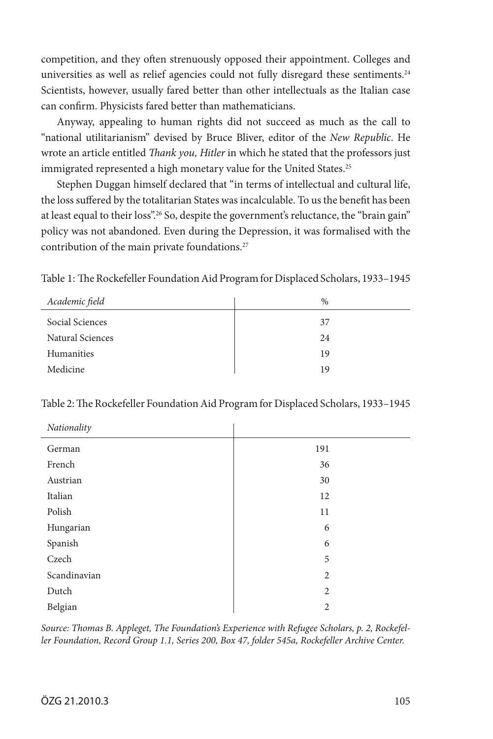competition, and they often strenuously opposed their appointment. Colleges and universities as well as relief agencies could not fully disregard these sentiments.[24] Scientists, however, usually fared better than other intellectuals as the Italian case can confirm. Physicists fared better than mathematicians.

Anyway, appealing to human rights did not succeed as much as the call to "national utilitarianism" devised by Bruce Bliver, editor of the *New Republic*. He wrote an article entitled *Thank you, Hitler* in which he stated that the professors just immigrated represented a high monetary value for the United States.[25]

Stephen Duggan himself declared that "in terms of intellectual and cultural life, the loss suffered by the totalitarian States was incalculable. To us the benefit has been at least equal to their loss".[26] So, despite the government's reluctance, the "brain gain" policy was not abandoned. Even during the Depression, it was formalised with the contribution of the main private foundations.[27]

Table 1: The Rockefeller Foundation Aid Program for Displaced Scholars, 1933–1945

| *Academic field* | % |
|---|---|
| Social Sciences | 37 |
| Natural Sciences | 24 |
| Humanities | 19 |
| Medicine | 19 |

Table 2: The Rockefeller Foundation Aid Program for Displaced Scholars, 1933–1945

| *Nationality* | |
|---|---|
| German | 191 |
| French | 36 |
| Austrian | 30 |
| Italian | 12 |
| Polish | 11 |
| Hungarian | 6 |
| Spanish | 6 |
| Czech | 5 |
| Scandinavian | 2 |
| Dutch | 2 |
| Belgian | 2 |

*Source: Thomas B. Appleget, The Foundation's Experience with Refugee Scholars, p. 2, Rockefeller Foundation, Record Group 1.1, Series 200, Box 47, folder 545a, Rockefeller Archive Center.*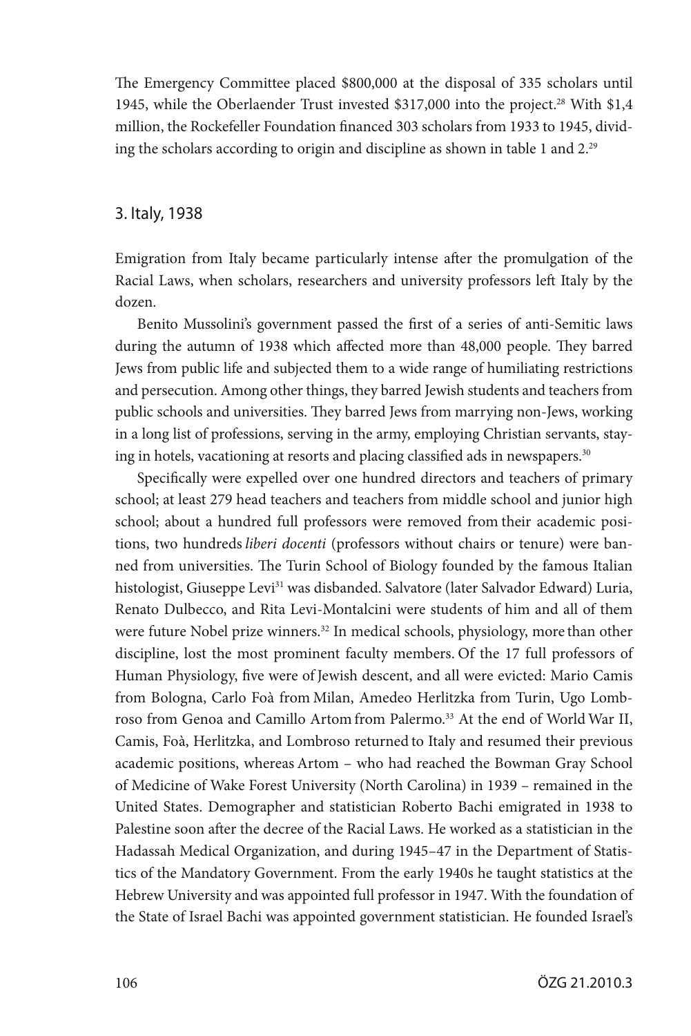The Emergency Committee placed \$800,000 at the disposal of 335 scholars until 1945, while the Oberlaender Trust invested \$317,000 into the project.[28] With \$1,4 million, the Rockefeller Foundation financed 303 scholars from 1933 to 1945, dividing the scholars according to origin and discipline as shown in table 1 and 2.[29]

## 3. Italy, 1938

Emigration from Italy became particularly intense after the promulgation of the Racial Laws, when scholars, researchers and university professors left Italy by the dozen.

Benito Mussolini's government passed the first of a series of anti-Semitic laws during the autumn of 1938 which affected more than 48,000 people. They barred Jews from public life and subjected them to a wide range of humiliating restrictions and persecution. Among other things, they barred Jewish students and teachers from public schools and universities. They barred Jews from marrying non-Jews, working in a long list of professions, serving in the army, employing Christian servants, staying in hotels, vacationing at resorts and placing classified ads in newspapers.[30]

Specifically were expelled over one hundred directors and teachers of primary school; at least 279 head teachers and teachers from middle school and junior high school; about a hundred full professors were removed from their academic positions, two hundreds *liberi docenti* (professors without chairs or tenure) were banned from universities. The Turin School of Biology founded by the famous Italian histologist, Giuseppe Levi[31] was disbanded. Salvatore (later Salvador Edward) Luria, Renato Dulbecco, and Rita Levi-Montalcini were students of him and all of them were future Nobel prize winners.[32] In medical schools, physiology, more than other discipline, lost the most prominent faculty members. Of the 17 full professors of Human Physiology, five were of Jewish descent, and all were evicted: Mario Camis from Bologna, Carlo Foà from Milan, Amedeo Herlitzka from Turin, Ugo Lombroso from Genoa and Camillo Artom from Palermo.[33] At the end of World War II, Camis, Foà, Herlitzka, and Lombroso returned to Italy and resumed their previous academic positions, whereas Artom – who had reached the Bowman Gray School of Medicine of Wake Forest University (North Carolina) in 1939 – remained in the United States. Demographer and statistician Roberto Bachi emigrated in 1938 to Palestine soon after the decree of the Racial Laws. He worked as a statistician in the Hadassah Medical Organization, and during 1945–47 in the Department of Statistics of the Mandatory Government. From the early 1940s he taught statistics at the Hebrew University and was appointed full professor in 1947. With the foundation of the State of Israel Bachi was appointed government statistician. He founded Israel's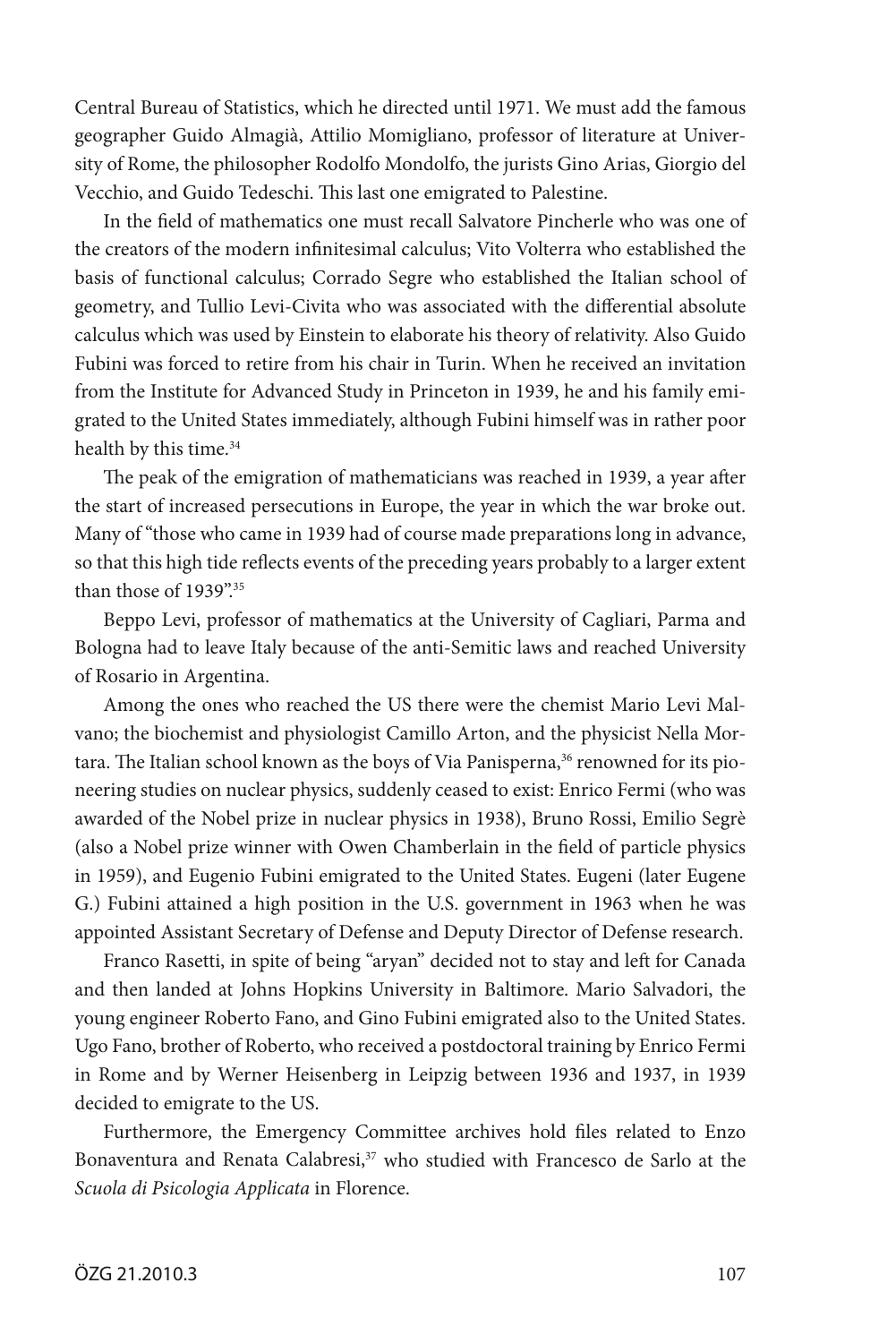Central Bureau of Statistics, which he directed until 1971. We must add the famous geographer Guido Almagià, Attilio Momigliano, professor of literature at University of Rome, the philosopher Rodolfo Mondolfo, the jurists Gino Arias, Giorgio del Vecchio, and Guido Tedeschi. This last one emigrated to Palestine.

In the field of mathematics one must recall Salvatore Pincherle who was one of the creators of the modern infinitesimal calculus; Vito Volterra who established the basis of functional calculus; Corrado Segre who established the Italian school of geometry, and Tullio Levi-Civita who was associated with the differential absolute calculus which was used by Einstein to elaborate his theory of relativity. Also Guido Fubini was forced to retire from his chair in Turin. When he received an invitation from the Institute for Advanced Study in Princeton in 1939, he and his family emigrated to the United States immediately, although Fubini himself was in rather poor health by this time.[34]

The peak of the emigration of mathematicians was reached in 1939, a year after the start of increased persecutions in Europe, the year in which the war broke out. Many of "those who came in 1939 had of course made preparations long in advance, so that this high tide reflects events of the preceding years probably to a larger extent than those of 1939".[35]

Beppo Levi, professor of mathematics at the University of Cagliari, Parma and Bologna had to leave Italy because of the anti-Semitic laws and reached University of Rosario in Argentina.

Among the ones who reached the US there were the chemist Mario Levi Malvano; the biochemist and physiologist Camillo Arton, and the physicist Nella Mortara. The Italian school known as the boys of Via Panisperna,[36] renowned for its pioneering studies on nuclear physics, suddenly ceased to exist: Enrico Fermi (who was awarded of the Nobel prize in nuclear physics in 1938), Bruno Rossi, Emilio Segrè (also a Nobel prize winner with Owen Chamberlain in the field of particle physics in 1959), and Eugenio Fubini emigrated to the United States. Eugeni (later Eugene G.) Fubini attained a high position in the U.S. government in 1963 when he was appointed Assistant Secretary of Defense and Deputy Director of Defense research.

Franco Rasetti, in spite of being "aryan" decided not to stay and left for Canada and then landed at Johns Hopkins University in Baltimore. Mario Salvadori, the young engineer Roberto Fano, and Gino Fubini emigrated also to the United States. Ugo Fano, brother of Roberto, who received a postdoctoral training by Enrico Fermi in Rome and by Werner Heisenberg in Leipzig between 1936 and 1937, in 1939 decided to emigrate to the US.

Furthermore, the Emergency Committee archives hold files related to Enzo Bonaventura and Renata Calabresi,[37] who studied with Francesco de Sarlo at the *Scuola di Psicologia Applicata* in Florence.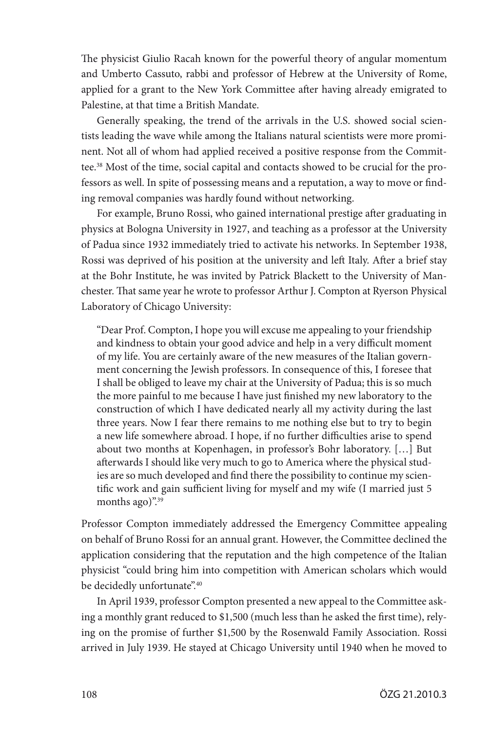The physicist Giulio Racah known for the powerful theory of angular momentum and Umberto Cassuto, rabbi and professor of Hebrew at the University of Rome, applied for a grant to the New York Committee after having already emigrated to Palestine, at that time a British Mandate.

Generally speaking, the trend of the arrivals in the U.S. showed social scientists leading the wave while among the Italians natural scientists were more prominent. Not all of whom had applied received a positive response from the Committee.[38] Most of the time, social capital and contacts showed to be crucial for the professors as well. In spite of possessing means and a reputation, a way to move or finding removal companies was hardly found without networking.

For example, Bruno Rossi, who gained international prestige after graduating in physics at Bologna University in 1927, and teaching as a professor at the University of Padua since 1932 immediately tried to activate his networks. In September 1938, Rossi was deprived of his position at the university and left Italy. After a brief stay at the Bohr Institute, he was invited by Patrick Blackett to the University of Manchester. That same year he wrote to professor Arthur J. Compton at Ryerson Physical Laboratory of Chicago University:

> "Dear Prof. Compton, I hope you will excuse me appealing to your friendship and kindness to obtain your good advice and help in a very difficult moment of my life. You are certainly aware of the new measures of the Italian government concerning the Jewish professors. In consequence of this, I foresee that I shall be obliged to leave my chair at the University of Padua; this is so much the more painful to me because I have just finished my new laboratory to the construction of which I have dedicated nearly all my activity during the last three years. Now I fear there remains to me nothing else but to try to begin a new life somewhere abroad. I hope, if no further difficulties arise to spend about two months at Kopenhagen, in professor's Bohr laboratory. […] But afterwards I should like very much to go to America where the physical studies are so much developed and find there the possibility to continue my scientific work and gain sufficient living for myself and my wife (I married just 5 months ago)".[39]

Professor Compton immediately addressed the Emergency Committee appealing on behalf of Bruno Rossi for an annual grant. However, the Committee declined the application considering that the reputation and the high competence of the Italian physicist "could bring him into competition with American scholars which would be decidedly unfortunate".[40]

In April 1939, professor Compton presented a new appeal to the Committee asking a monthly grant reduced to $1,500 (much less than he asked the first time), relying on the promise of further $1,500 by the Rosenwald Family Association. Rossi arrived in July 1939. He stayed at Chicago University until 1940 when he moved to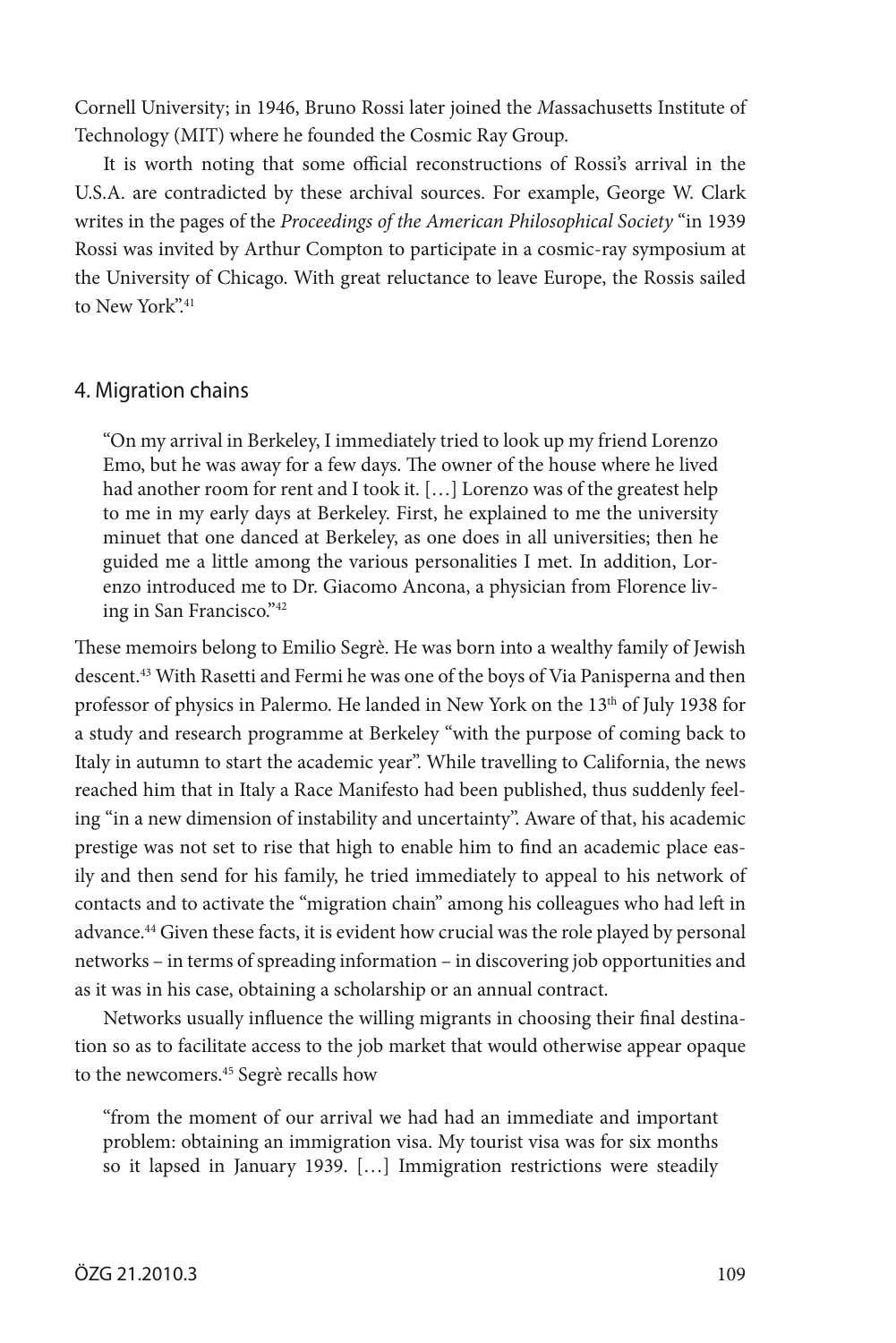Cornell University; in 1946, Bruno Rossi later joined the *M*assachusetts Institute of Technology (MIT) where he founded the Cosmic Ray Group.

It is worth noting that some official reconstructions of Rossi's arrival in the U.S.A. are contradicted by these archival sources. For example, George W. Clark writes in the pages of the *Proceedings of the American Philosophical Society* "in 1939 Rossi was invited by Arthur Compton to participate in a cosmic-ray symposium at the University of Chicago. With great reluctance to leave Europe, the Rossis sailed to New York".[41]

## 4. Migration chains

> "On my arrival in Berkeley, I immediately tried to look up my friend Lorenzo Emo, but he was away for a few days. The owner of the house where he lived had another room for rent and I took it. […] Lorenzo was of the greatest help to me in my early days at Berkeley. First, he explained to me the university minuet that one danced at Berkeley, as one does in all universities; then he guided me a little among the various personalities I met. In addition, Lorenzo introduced me to Dr. Giacomo Ancona, a physician from Florence living in San Francisco."[42]

These memoirs belong to Emilio Segrè. He was born into a wealthy family of Jewish descent.[43] With Rasetti and Fermi he was one of the boys of Via Panisperna and then professor of physics in Palermo. He landed in New York on the 13th of July 1938 for a study and research programme at Berkeley "with the purpose of coming back to Italy in autumn to start the academic year". While travelling to California, the news reached him that in Italy a Race Manifesto had been published, thus suddenly feeling "in a new dimension of instability and uncertainty". Aware of that, his academic prestige was not set to rise that high to enable him to find an academic place easily and then send for his family, he tried immediately to appeal to his network of contacts and to activate the "migration chain" among his colleagues who had left in advance.[44] Given these facts, it is evident how crucial was the role played by personal networks – in terms of spreading information – in discovering job opportunities and as it was in his case, obtaining a scholarship or an annual contract.

Networks usually influence the willing migrants in choosing their final destination so as to facilitate access to the job market that would otherwise appear opaque to the newcomers.[45] Segrè recalls how

> "from the moment of our arrival we had had an immediate and important problem: obtaining an immigration visa. My tourist visa was for six months so it lapsed in January 1939. […] Immigration restrictions were steadily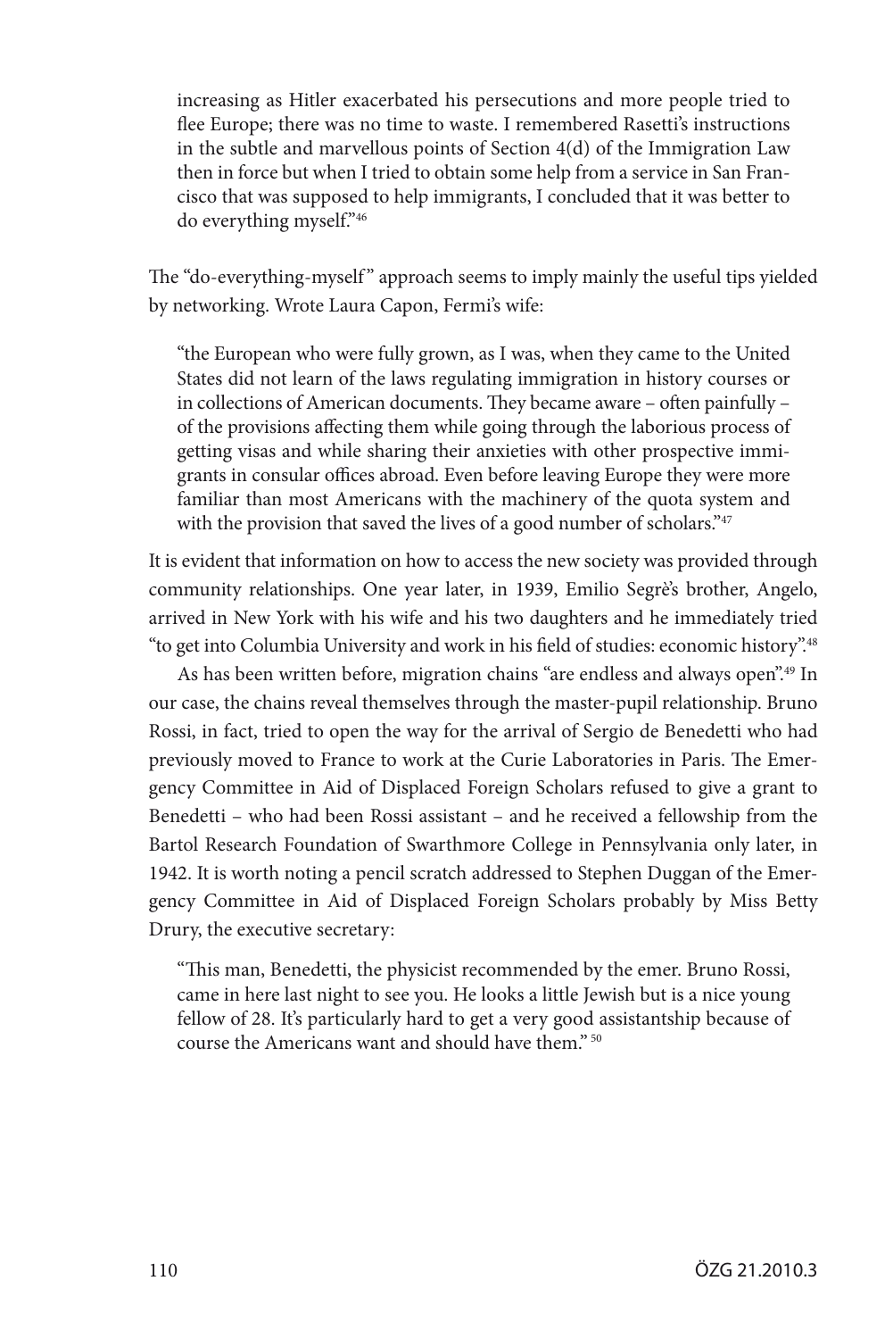> increasing as Hitler exacerbated his persecutions and more people tried to flee Europe; there was no time to waste. I remembered Rasetti's instructions in the subtle and marvellous points of Section 4(d) of the Immigration Law then in force but when I tried to obtain some help from a service in San Francisco that was supposed to help immigrants, I concluded that it was better to do everything myself."[46]

The "do-everything-myself" approach seems to imply mainly the useful tips yielded by networking. Wrote Laura Capon, Fermi's wife:

> "the European who were fully grown, as I was, when they came to the United States did not learn of the laws regulating immigration in history courses or in collections of American documents. They became aware – often painfully – of the provisions affecting them while going through the laborious process of getting visas and while sharing their anxieties with other prospective immigrants in consular offices abroad. Even before leaving Europe they were more familiar than most Americans with the machinery of the quota system and with the provision that saved the lives of a good number of scholars."[47]

It is evident that information on how to access the new society was provided through community relationships. One year later, in 1939, Emilio Segrè's brother, Angelo, arrived in New York with his wife and his two daughters and he immediately tried "to get into Columbia University and work in his field of studies: economic history".[48]

As has been written before, migration chains "are endless and always open".[49] In our case, the chains reveal themselves through the master-pupil relationship. Bruno Rossi, in fact, tried to open the way for the arrival of Sergio de Benedetti who had previously moved to France to work at the Curie Laboratories in Paris. The Emergency Committee in Aid of Displaced Foreign Scholars refused to give a grant to Benedetti – who had been Rossi assistant – and he received a fellowship from the Bartol Research Foundation of Swarthmore College in Pennsylvania only later, in 1942. It is worth noting a pencil scratch addressed to Stephen Duggan of the Emergency Committee in Aid of Displaced Foreign Scholars probably by Miss Betty Drury, the executive secretary:

> "This man, Benedetti, the physicist recommended by the emer. Bruno Rossi, came in here last night to see you. He looks a little Jewish but is a nice young fellow of 28. It's particularly hard to get a very good assistantship because of course the Americans want and should have them."[50]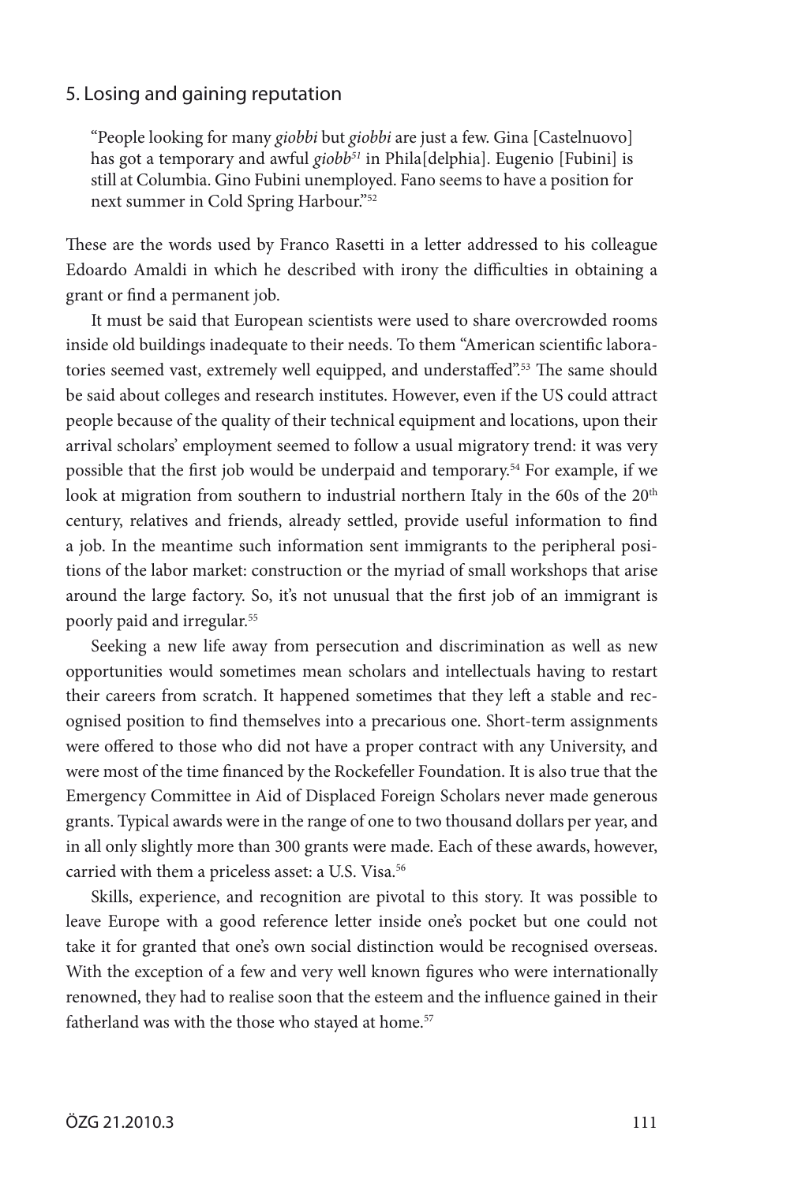## 5. Losing and gaining reputation

> "People looking for many *giobbi* but *giobbi* are just a few. Gina [Castelnuovo] has got a temporary and awful *giobb*[51] in Phila[delphia]. Eugenio [Fubini] is still at Columbia. Gino Fubini unemployed. Fano seems to have a position for next summer in Cold Spring Harbour."[52]

These are the words used by Franco Rasetti in a letter addressed to his colleague Edoardo Amaldi in which he described with irony the difficulties in obtaining a grant or find a permanent job.

It must be said that European scientists were used to share overcrowded rooms inside old buildings inadequate to their needs. To them "American scientific laboratories seemed vast, extremely well equipped, and understaffed".[53] The same should be said about colleges and research institutes. However, even if the US could attract people because of the quality of their technical equipment and locations, upon their arrival scholars' employment seemed to follow a usual migratory trend: it was very possible that the first job would be underpaid and temporary.[54] For example, if we look at migration from southern to industrial northern Italy in the 60s of the 20th century, relatives and friends, already settled, provide useful information to find a job. In the meantime such information sent immigrants to the peripheral positions of the labor market: construction or the myriad of small workshops that arise around the large factory. So, it's not unusual that the first job of an immigrant is poorly paid and irregular.[55]

Seeking a new life away from persecution and discrimination as well as new opportunities would sometimes mean scholars and intellectuals having to restart their careers from scratch. It happened sometimes that they left a stable and recognised position to find themselves into a precarious one. Short-term assignments were offered to those who did not have a proper contract with any University, and were most of the time financed by the Rockefeller Foundation. It is also true that the Emergency Committee in Aid of Displaced Foreign Scholars never made generous grants. Typical awards were in the range of one to two thousand dollars per year, and in all only slightly more than 300 grants were made. Each of these awards, however, carried with them a priceless asset: a U.S. Visa.[56]

Skills, experience, and recognition are pivotal to this story. It was possible to leave Europe with a good reference letter inside one's pocket but one could not take it for granted that one's own social distinction would be recognised overseas. With the exception of a few and very well known figures who were internationally renowned, they had to realise soon that the esteem and the influence gained in their fatherland was with the those who stayed at home.[57]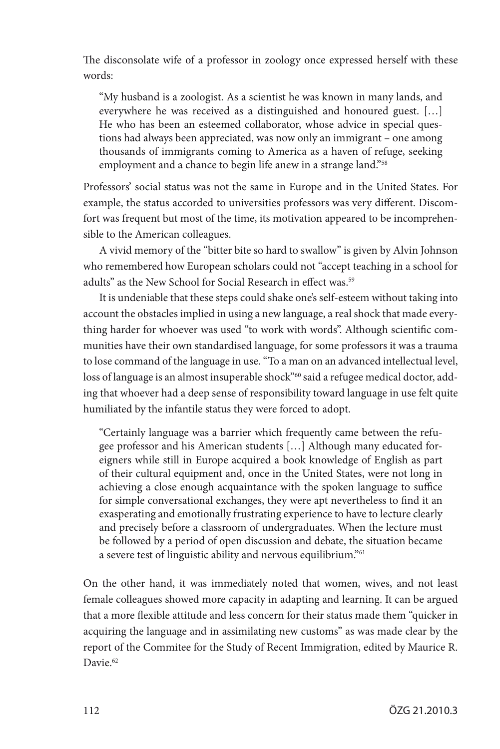The disconsolate wife of a professor in zoology once expressed herself with these words:

> "My husband is a zoologist. As a scientist he was known in many lands, and everywhere he was received as a distinguished and honoured guest. […] He who has been an esteemed collaborator, whose advice in special questions had always been appreciated, was now only an immigrant – one among thousands of immigrants coming to America as a haven of refuge, seeking employment and a chance to begin life anew in a strange land."[58]

Professors' social status was not the same in Europe and in the United States. For example, the status accorded to universities professors was very different. Discomfort was frequent but most of the time, its motivation appeared to be incomprehensible to the American colleagues.

A vivid memory of the "bitter bite so hard to swallow" is given by Alvin Johnson who remembered how European scholars could not "accept teaching in a school for adults" as the New School for Social Research in effect was.[59]

It is undeniable that these steps could shake one's self-esteem without taking into account the obstacles implied in using a new language, a real shock that made everything harder for whoever was used "to work with words". Although scientific communities have their own standardised language, for some professors it was a trauma to lose command of the language in use. "To a man on an advanced intellectual level, loss of language is an almost insuperable shock"[60] said a refugee medical doctor, adding that whoever had a deep sense of responsibility toward language in use felt quite humiliated by the infantile status they were forced to adopt.

> "Certainly language was a barrier which frequently came between the refugee professor and his American students […] Although many educated foreigners while still in Europe acquired a book knowledge of English as part of their cultural equipment and, once in the United States, were not long in achieving a close enough acquaintance with the spoken language to suffice for simple conversational exchanges, they were apt nevertheless to find it an exasperating and emotionally frustrating experience to have to lecture clearly and precisely before a classroom of undergraduates. When the lecture must be followed by a period of open discussion and debate, the situation became a severe test of linguistic ability and nervous equilibrium."[61]

On the other hand, it was immediately noted that women, wives, and not least female colleagues showed more capacity in adapting and learning. It can be argued that a more flexible attitude and less concern for their status made them "quicker in acquiring the language and in assimilating new customs" as was made clear by the report of the Commitee for the Study of Recent Immigration, edited by Maurice R. Davie.[62]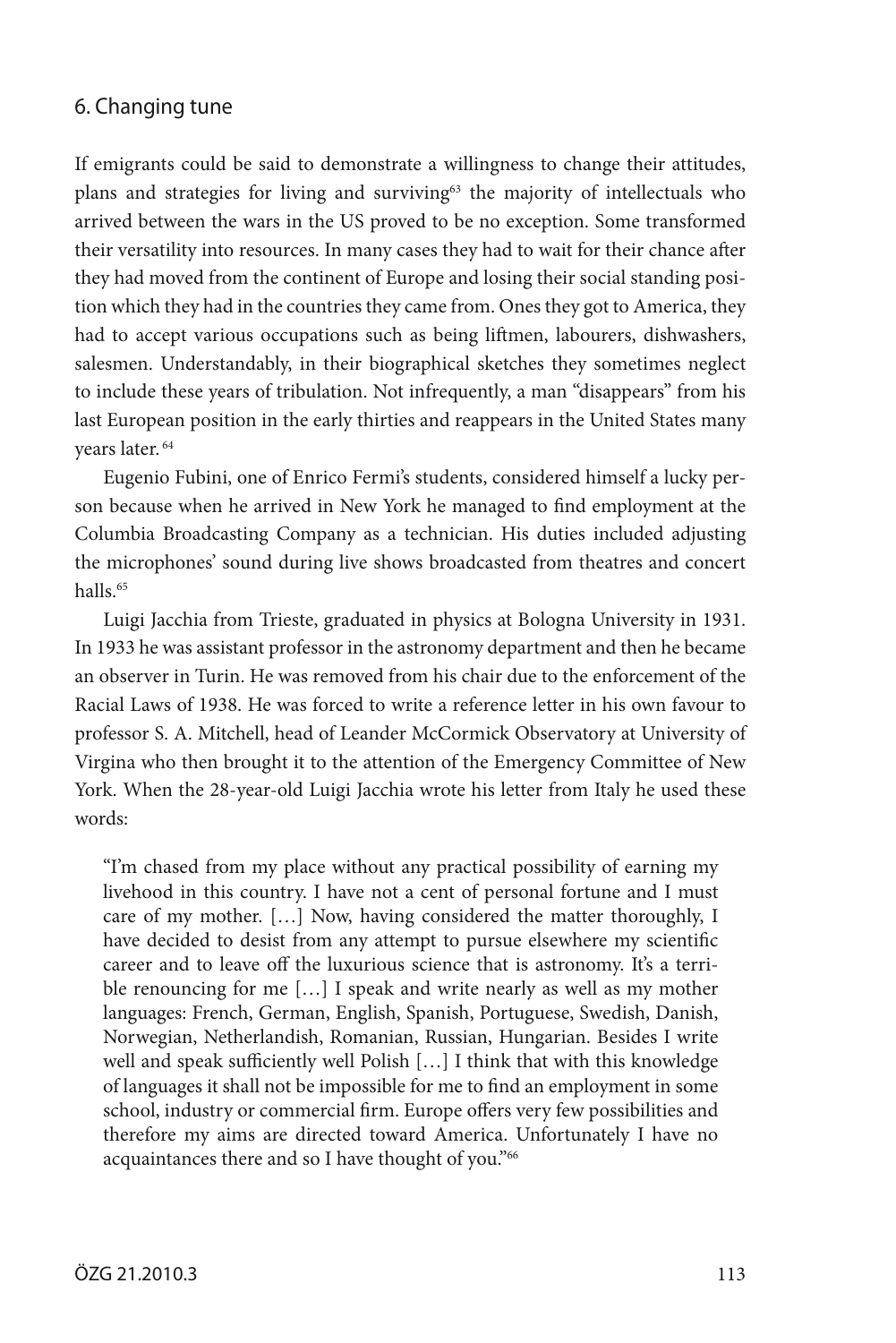## 6. Changing tune

If emigrants could be said to demonstrate a willingness to change their attitudes, plans and strategies for living and surviving[63] the majority of intellectuals who arrived between the wars in the US proved to be no exception. Some transformed their versatility into resources. In many cases they had to wait for their chance after they had moved from the continent of Europe and losing their social standing position which they had in the countries they came from. Ones they got to America, they had to accept various occupations such as being liftmen, labourers, dishwashers, salesmen. Understandably, in their biographical sketches they sometimes neglect to include these years of tribulation. Not infrequently, a man "disappears" from his last European position in the early thirties and reappears in the United States many years later.[64]

Eugenio Fubini, one of Enrico Fermi's students, considered himself a lucky person because when he arrived in New York he managed to find employment at the Columbia Broadcasting Company as a technician. His duties included adjusting the microphones' sound during live shows broadcasted from theatres and concert halls.[65]

Luigi Jacchia from Trieste, graduated in physics at Bologna University in 1931. In 1933 he was assistant professor in the astronomy department and then he became an observer in Turin. He was removed from his chair due to the enforcement of the Racial Laws of 1938. He was forced to write a reference letter in his own favour to professor S. A. Mitchell, head of Leander McCormick Observatory at University of Virgina who then brought it to the attention of the Emergency Committee of New York. When the 28-year-old Luigi Jacchia wrote his letter from Italy he used these words:

> "I'm chased from my place without any practical possibility of earning my livehood in this country. I have not a cent of personal fortune and I must care of my mother. […] Now, having considered the matter thoroughly, I have decided to desist from any attempt to pursue elsewhere my scientific career and to leave off the luxurious science that is astronomy. It's a terrible renouncing for me […] I speak and write nearly as well as my mother languages: French, German, English, Spanish, Portuguese, Swedish, Danish, Norwegian, Netherlandish, Romanian, Russian, Hungarian. Besides I write well and speak sufficiently well Polish […] I think that with this knowledge of languages it shall not be impossible for me to find an employment in some school, industry or commercial firm. Europe offers very few possibilities and therefore my aims are directed toward America. Unfortunately I have no acquaintances there and so I have thought of you."[66]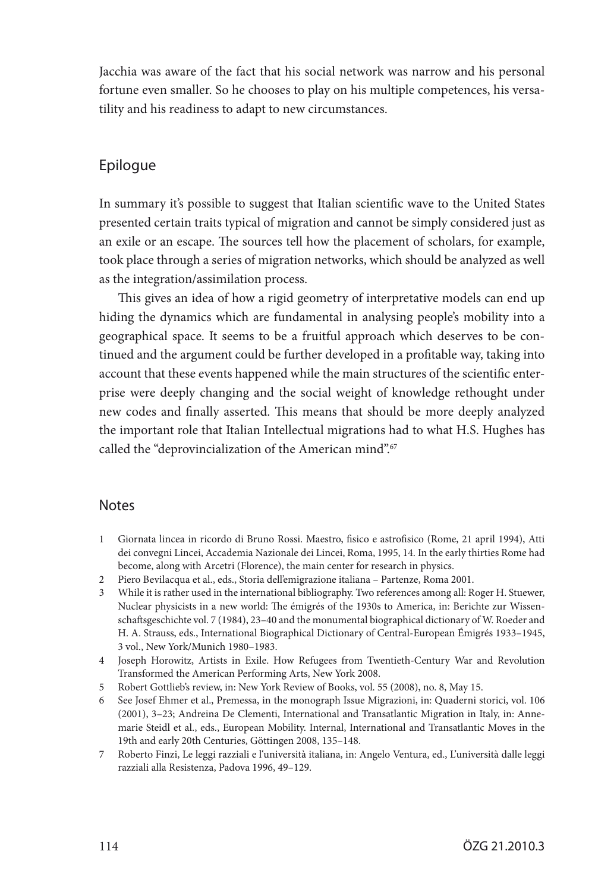Jacchia was aware of the fact that his social network was narrow and his personal fortune even smaller. So he chooses to play on his multiple competences, his versatility and his readiness to adapt to new circumstances.

## Epilogue

In summary it's possible to suggest that Italian scientific wave to the United States presented certain traits typical of migration and cannot be simply considered just as an exile or an escape. The sources tell how the placement of scholars, for example, took place through a series of migration networks, which should be analyzed as well as the integration/assimilation process.

This gives an idea of how a rigid geometry of interpretative models can end up hiding the dynamics which are fundamental in analysing people's mobility into a geographical space. It seems to be a fruitful approach which deserves to be continued and the argument could be further developed in a profitable way, taking into account that these events happened while the main structures of the scientific enterprise were deeply changing and the social weight of knowledge rethought under new codes and finally asserted. This means that should be more deeply analyzed the important role that Italian Intellectual migrations had to what H.S. Hughes has called the "deprovincialization of the American mind".[67]

## Notes

1 Giornata lincea in ricordo di Bruno Rossi. Maestro, fisico e astrofisico (Rome, 21 april 1994), Atti dei convegni Lincei, Accademia Nazionale dei Lincei, Roma, 1995, 14. In the early thirties Rome had become, along with Arcetri (Florence), the main center for research in physics.

2 Piero Bevilacqua et al., eds., Storia dell'emigrazione italiana – Partenze, Roma 2001.

3 While it is rather used in the international bibliography. Two references among all: Roger H. Stuewer, Nuclear physicists in a new world: The émigrés of the 1930s to America, in: Berichte zur Wissenschaftsgeschichte vol. 7 (1984), 23–40 and the monumental biographical dictionary of W. Roeder and H. A. Strauss, eds., International Biographical Dictionary of Central-European Émigrés 1933–1945, 3 vol., New York/Munich 1980–1983.

4 Joseph Horowitz, Artists in Exile. How Refugees from Twentieth-Century War and Revolution Transformed the American Performing Arts, New York 2008.

5 Robert Gottlieb's review, in: New York Review of Books, vol. 55 (2008), no. 8, May 15.

6 See Josef Ehmer et al., Premessa, in the monograph Issue Migrazioni, in: Quaderni storici, vol. 106 (2001), 3–23; Andreina De Clementi, International and Transatlantic Migration in Italy, in: Annemarie Steidl et al., eds., European Mobility. Internal, International and Transatlantic Moves in the 19th and early 20th Centuries, Göttingen 2008, 135–148.

7 Roberto Finzi, Le leggi razziali e l'università italiana, in: Angelo Ventura, ed., L'università dalle leggi razziali alla Resistenza, Padova 1996, 49–129.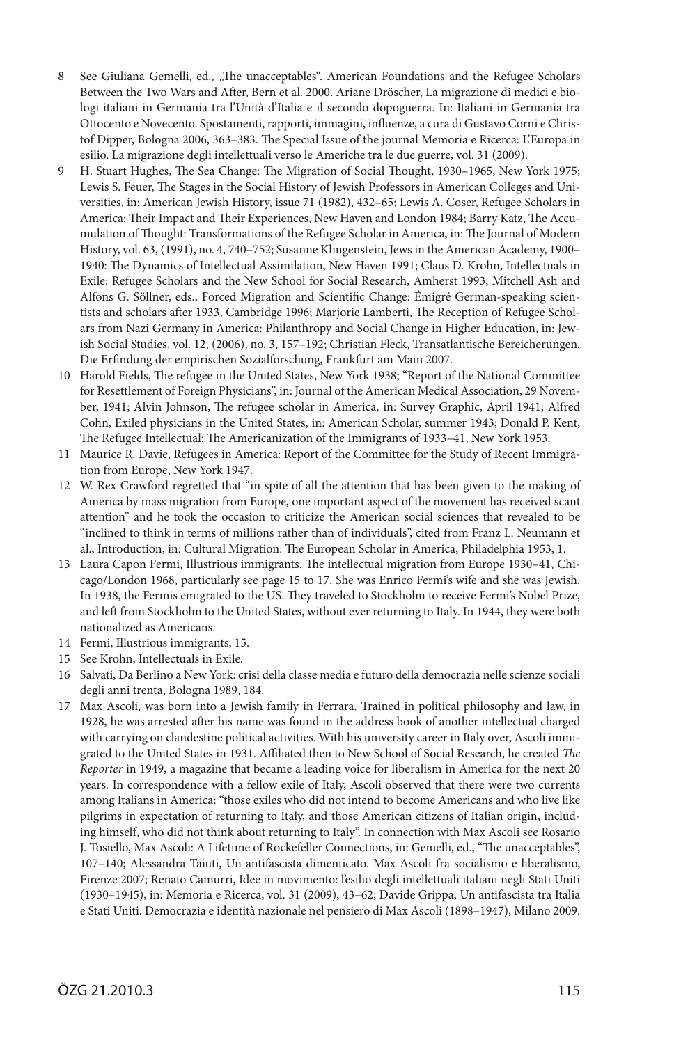8 See Giuliana Gemelli, ed., „The unacceptables". American Foundations and the Refugee Scholars Between the Two Wars and After, Bern et al. 2000. Ariane Dröscher, La migrazione di medici e biologi italiani in Germania tra l'Unità d'Italia e il secondo dopoguerra. In: Italiani in Germania tra Ottocento e Novecento. Spostamenti, rapporti, immagini, influenze, a cura di Gustavo Corni e Christof Dipper, Bologna 2006, 363–383. The Special Issue of the journal Memoria e Ricerca: L'Europa in esilio. La migrazione degli intellettuali verso le Americhe tra le due guerre, vol. 31 (2009).

9 H. Stuart Hughes, The Sea Change: The Migration of Social Thought, 1930–1965, New York 1975; Lewis S. Feuer, The Stages in the Social History of Jewish Professors in American Colleges and Universities, in: American Jewish History, issue 71 (1982), 432–65; Lewis A. Coser, Refugee Scholars in America: Their Impact and Their Experiences, New Haven and London 1984; Barry Katz, The Accumulation of Thought: Transformations of the Refugee Scholar in America, in: The Journal of Modern History, vol. 63, (1991), no. 4, 740–752; Susanne Klingenstein, Jews in the American Academy, 1900–1940: The Dynamics of Intellectual Assimilation, New Haven 1991; Claus D. Krohn, Intellectuals in Exile: Refugee Scholars and the New School for Social Research, Amherst 1993; Mitchell Ash and Alfons G. Söllner, eds., Forced Migration and Scientific Change: Émigré German-speaking scientists and scholars after 1933, Cambridge 1996; Marjorie Lamberti, The Reception of Refugee Scholars from Nazi Germany in America: Philanthropy and Social Change in Higher Education, in: Jewish Social Studies, vol. 12, (2006), no. 3, 157–192; Christian Fleck, Transatlantische Bereicherungen. Die Erfindung der empirischen Sozialforschung, Frankfurt am Main 2007.

10 Harold Fields, The refugee in the United States, New York 1938; "Report of the National Committee for Resettlement of Foreign Physicians", in: Journal of the American Medical Association, 29 November, 1941; Alvin Johnson, The refugee scholar in America, in: Survey Graphic, April 1941; Alfred Cohn, Exiled physicians in the United States, in: American Scholar, summer 1943; Donald P. Kent, The Refugee Intellectual: The Americanization of the Immigrants of 1933–41, New York 1953.

11 Maurice R. Davie, Refugees in America: Report of the Committee for the Study of Recent Immigration from Europe, New York 1947.

12 W. Rex Crawford regretted that "in spite of all the attention that has been given to the making of America by mass migration from Europe, one important aspect of the movement has received scant attention" and he took the occasion to criticize the American social sciences that revealed to be "inclined to think in terms of millions rather than of individuals", cited from Franz L. Neumann et al., Introduction, in: Cultural Migration: The European Scholar in America, Philadelphia 1953, 1.

13 Laura Capon Fermi, Illustrious immigrants. The intellectual migration from Europe 1930–41, Chicago/London 1968, particularly see page 15 to 17. She was Enrico Fermi's wife and she was Jewish. In 1938, the Fermis emigrated to the US. They traveled to Stockholm to receive Fermi's Nobel Prize, and left from Stockholm to the United States, without ever returning to Italy. In 1944, they were both nationalized as Americans.

14 Fermi, Illustrious immigrants, 15.

15 See Krohn, Intellectuals in Exile.

16 Salvati, Da Berlino a New York: crisi della classe media e futuro della democrazia nelle scienze sociali degli anni trenta, Bologna 1989, 184.

17 Max Ascoli, was born into a Jewish family in Ferrara. Trained in political philosophy and law, in 1928, he was arrested after his name was found in the address book of another intellectual charged with carrying on clandestine political activities. With his university career in Italy over, Ascoli immigrated to the United States in 1931. Affiliated then to New School of Social Research, he created *The Reporter* in 1949, a magazine that became a leading voice for liberalism in America for the next 20 years. In correspondence with a fellow exile of Italy, Ascoli observed that there were two currents among Italians in America: "those exiles who did not intend to become Americans and who live like pilgrims in expectation of returning to Italy, and those American citizens of Italian origin, including himself, who did not think about returning to Italy". In connection with Max Ascoli see Rosario J. Tosiello, Max Ascoli: A Lifetime of Rockefeller Connections, in: Gemelli, ed., "The unacceptables", 107–140; Alessandra Taiuti, Un antifascista dimenticato. Max Ascoli fra socialismo e liberalismo, Firenze 2007; Renato Camurri, Idee in movimento: l'esilio degli intellettuali italiani negli Stati Uniti (1930–1945), in: Memoria e Ricerca, vol. 31 (2009), 43–62; Davide Grippa, Un antifascista tra Italia e Stati Uniti. Democrazia e identità nazionale nel pensiero di Max Ascoli (1898–1947), Milano 2009.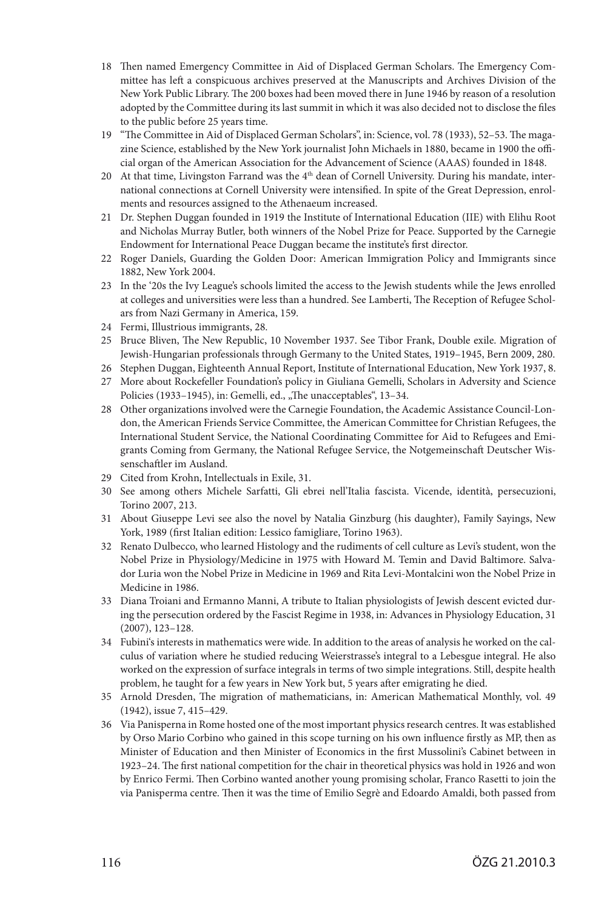18 Then named Emergency Committee in Aid of Displaced German Scholars. The Emergency Committee has left a conspicuous archives preserved at the Manuscripts and Archives Division of the New York Public Library. The 200 boxes had been moved there in June 1946 by reason of a resolution adopted by the Committee during its last summit in which it was also decided not to disclose the files to the public before 25 years time.

19 "The Committee in Aid of Displaced German Scholars", in: Science, vol. 78 (1933), 52–53. The magazine Science, established by the New York journalist John Michaels in 1880, became in 1900 the official organ of the American Association for the Advancement of Science (AAAS) founded in 1848.

20 At that time, Livingston Farrand was the 4th dean of Cornell University. During his mandate, international connections at Cornell University were intensified. In spite of the Great Depression, enrolments and resources assigned to the Athenaeum increased.

21 Dr. Stephen Duggan founded in 1919 the Institute of International Education (IIE) with Elihu Root and Nicholas Murray Butler, both winners of the Nobel Prize for Peace. Supported by the Carnegie Endowment for International Peace Duggan became the institute's first director.

22 Roger Daniels, Guarding the Golden Door: American Immigration Policy and Immigrants since 1882, New York 2004.

23 In the '20s the Ivy League's schools limited the access to the Jewish students while the Jews enrolled at colleges and universities were less than a hundred. See Lamberti, The Reception of Refugee Scholars from Nazi Germany in America, 159.

24 Fermi, Illustrious immigrants, 28.

25 Bruce Bliven, The New Republic, 10 November 1937. See Tibor Frank, Double exile. Migration of Jewish-Hungarian professionals through Germany to the United States, 1919–1945, Bern 2009, 280.

26 Stephen Duggan, Eighteenth Annual Report, Institute of International Education, New York 1937, 8.

27 More about Rockefeller Foundation's policy in Giuliana Gemelli, Scholars in Adversity and Science Policies (1933–1945), in: Gemelli, ed., „The unacceptables", 13–34.

28 Other organizations involved were the Carnegie Foundation, the Academic Assistance Council-London, the American Friends Service Committee, the American Committee for Christian Refugees, the International Student Service, the National Coordinating Committee for Aid to Refugees and Emigrants Coming from Germany, the National Refugee Service, the Notgemeinschaft Deutscher Wissenschaftler im Ausland.

29 Cited from Krohn, Intellectuals in Exile, 31.

30 See among others Michele Sarfatti, Gli ebrei nell'Italia fascista. Vicende, identità, persecuzioni, Torino 2007, 213.

31 About Giuseppe Levi see also the novel by Natalia Ginzburg (his daughter), Family Sayings, New York, 1989 (first Italian edition: Lessico famigliare, Torino 1963).

32 Renato Dulbecco, who learned Histology and the rudiments of cell culture as Levi's student, won the Nobel Prize in Physiology/Medicine in 1975 with Howard M. Temin and David Baltimore. Salvador Luria won the Nobel Prize in Medicine in 1969 and Rita Levi-Montalcini won the Nobel Prize in Medicine in 1986.

33 Diana Troiani and Ermanno Manni, A tribute to Italian physiologists of Jewish descent evicted during the persecution ordered by the Fascist Regime in 1938, in: Advances in Physiology Education, 31 (2007), 123–128.

34 Fubini's interests in mathematics were wide. In addition to the areas of analysis he worked on the calculus of variation where he studied reducing Weierstrasse's integral to a Lebesgue integral. He also worked on the expression of surface integrals in terms of two simple integrations. Still, despite health problem, he taught for a few years in New York but, 5 years after emigrating he died.

35 Arnold Dresden, The migration of mathematicians, in: American Mathematical Monthly, vol. 49 (1942), issue 7, 415–429.

36 Via Panisperna in Rome hosted one of the most important physics research centres. It was established by Orso Mario Corbino who gained in this scope turning on his own influence firstly as MP, then as Minister of Education and then Minister of Economics in the first Mussolini's Cabinet between in 1923–24. The first national competition for the chair in theoretical physics was hold in 1926 and won by Enrico Fermi. Then Corbino wanted another young promising scholar, Franco Rasetti to join the via Panisperma centre. Then it was the time of Emilio Segrè and Edoardo Amaldi, both passed from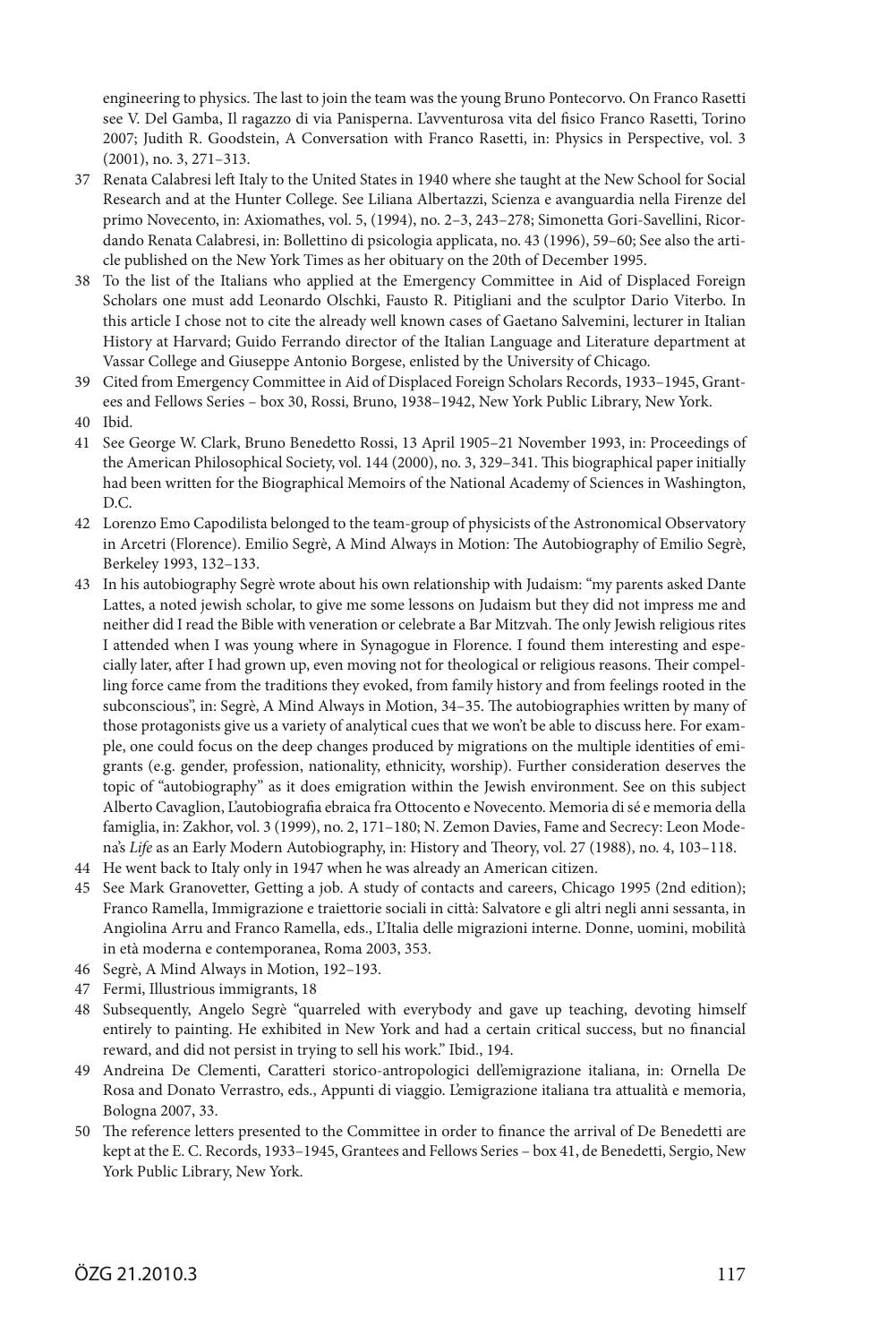engineering to physics. The last to join the team was the young Bruno Pontecorvo. On Franco Rasetti see V. Del Gamba, Il ragazzo di via Panisperna. L'avventurosa vita del fisico Franco Rasetti, Torino 2007; Judith R. Goodstein, A Conversation with Franco Rasetti, in: Physics in Perspective, vol. 3 (2001), no. 3, 271–313.

37 Renata Calabresi left Italy to the United States in 1940 where she taught at the New School for Social Research and at the Hunter College. See Liliana Albertazzi, Scienza e avanguardia nella Firenze del primo Novecento, in: Axiomathes, vol. 5, (1994), no. 2–3, 243–278; Simonetta Gori-Savellini, Ricordando Renata Calabresi, in: Bollettino di psicologia applicata, no. 43 (1996), 59–60; See also the article published on the New York Times as her obituary on the 20th of December 1995.

38 To the list of the Italians who applied at the Emergency Committee in Aid of Displaced Foreign Scholars one must add Leonardo Olschki, Fausto R. Pitigliani and the sculptor Dario Viterbo. In this article I chose not to cite the already well known cases of Gaetano Salvemini, lecturer in Italian History at Harvard; Guido Ferrando director of the Italian Language and Literature department at Vassar College and Giuseppe Antonio Borgese, enlisted by the University of Chicago.

39 Cited from Emergency Committee in Aid of Displaced Foreign Scholars Records, 1933–1945, Grantees and Fellows Series – box 30, Rossi, Bruno, 1938–1942, New York Public Library, New York.

40 Ibid.

41 See George W. Clark, Bruno Benedetto Rossi, 13 April 1905–21 November 1993, in: Proceedings of the American Philosophical Society, vol. 144 (2000), no. 3, 329–341. This biographical paper initially had been written for the Biographical Memoirs of the National Academy of Sciences in Washington, D.C.

42 Lorenzo Emo Capodilista belonged to the team-group of physicists of the Astronomical Observatory in Arcetri (Florence). Emilio Segrè, A Mind Always in Motion: The Autobiography of Emilio Segrè, Berkeley 1993, 132–133.

43 In his autobiography Segrè wrote about his own relationship with Judaism: "my parents asked Dante Lattes, a noted jewish scholar, to give me some lessons on Judaism but they did not impress me and neither did I read the Bible with veneration or celebrate a Bar Mitzvah. The only Jewish religious rites I attended when I was young where in Synagogue in Florence. I found them interesting and especially later, after I had grown up, even moving not for theological or religious reasons. Their compelling force came from the traditions they evoked, from family history and from feelings rooted in the subconscious", in: Segrè, A Mind Always in Motion, 34–35. The autobiographies written by many of those protagonists give us a variety of analytical cues that we won't be able to discuss here. For example, one could focus on the deep changes produced by migrations on the multiple identities of emigrants (e.g. gender, profession, nationality, ethnicity, worship). Further consideration deserves the topic of "autobiography" as it does emigration within the Jewish environment. See on this subject Alberto Cavaglion, L'autobiografia ebraica fra Ottocento e Novecento. Memoria di sé e memoria della famiglia, in: Zakhor, vol. 3 (1999), no. 2, 171–180; N. Zemon Davies, Fame and Secrecy: Leon Modena's *Life* as an Early Modern Autobiography, in: History and Theory, vol. 27 (1988), no. 4, 103–118.

44 He went back to Italy only in 1947 when he was already an American citizen.

45 See Mark Granovetter, Getting a job. A study of contacts and careers, Chicago 1995 (2nd edition); Franco Ramella, Immigrazione e traiettorie sociali in città: Salvatore e gli altri negli anni sessanta, in Angiolina Arru and Franco Ramella, eds., L'Italia delle migrazioni interne. Donne, uomini, mobilità in età moderna e contemporanea, Roma 2003, 353.

46 Segrè, A Mind Always in Motion, 192–193.

47 Fermi, Illustrious immigrants, 18

48 Subsequently, Angelo Segrè "quarreled with everybody and gave up teaching, devoting himself entirely to painting. He exhibited in New York and had a certain critical success, but no financial reward, and did not persist in trying to sell his work." Ibid., 194.

49 Andreina De Clementi, Caratteri storico-antropologici dell'emigrazione italiana, in: Ornella De Rosa and Donato Verrastro, eds., Appunti di viaggio. L'emigrazione italiana tra attualità e memoria, Bologna 2007, 33.

50 The reference letters presented to the Committee in order to finance the arrival of De Benedetti are kept at the E. C. Records, 1933–1945, Grantees and Fellows Series – box 41, de Benedetti, Sergio, New York Public Library, New York.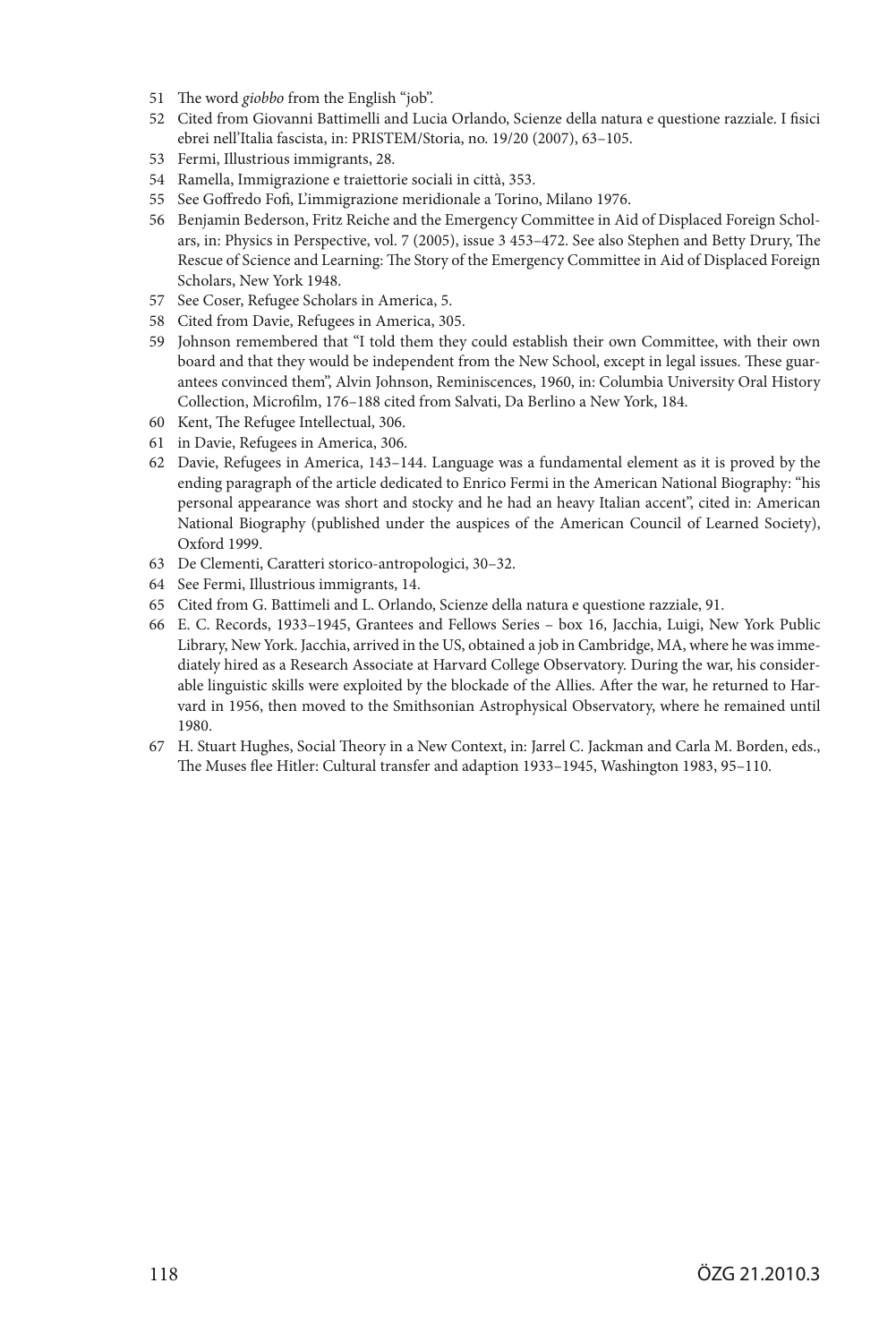51 The word *giobbo* from the English "job".

52 Cited from Giovanni Battimelli and Lucia Orlando, Scienze della natura e questione razziale. I fisici ebrei nell'Italia fascista, in: PRISTEM/Storia, no. 19/20 (2007), 63–105.

53 Fermi, Illustrious immigrants, 28.

54 Ramella, Immigrazione e traiettorie sociali in città, 353.

55 See Goffredo Fofi, L'immigrazione meridionale a Torino, Milano 1976.

56 Benjamin Bederson, Fritz Reiche and the Emergency Committee in Aid of Displaced Foreign Scholars, in: Physics in Perspective, vol. 7 (2005), issue 3 453–472. See also Stephen and Betty Drury, The Rescue of Science and Learning: The Story of the Emergency Committee in Aid of Displaced Foreign Scholars, New York 1948.

57 See Coser, Refugee Scholars in America, 5.

58 Cited from Davie, Refugees in America, 305.

59 Johnson remembered that "I told them they could establish their own Committee, with their own board and that they would be independent from the New School, except in legal issues. These guarantees convinced them", Alvin Johnson, Reminiscences, 1960, in: Columbia University Oral History Collection, Microfilm, 176–188 cited from Salvati, Da Berlino a New York, 184.

60 Kent, The Refugee Intellectual, 306.

61 in Davie, Refugees in America, 306.

62 Davie, Refugees in America, 143–144. Language was a fundamental element as it is proved by the ending paragraph of the article dedicated to Enrico Fermi in the American National Biography: "his personal appearance was short and stocky and he had an heavy Italian accent", cited in: American National Biography (published under the auspices of the American Council of Learned Society), Oxford 1999.

63 De Clementi, Caratteri storico-antropologici, 30–32.

64 See Fermi, Illustrious immigrants, 14.

65 Cited from G. Battimeli and L. Orlando, Scienze della natura e questione razziale, 91.

66 E. C. Records, 1933–1945, Grantees and Fellows Series – box 16, Jacchia, Luigi, New York Public Library, New York. Jacchia, arrived in the US, obtained a job in Cambridge, MA, where he was immediately hired as a Research Associate at Harvard College Observatory. During the war, his considerable linguistic skills were exploited by the blockade of the Allies. After the war, he returned to Harvard in 1956, then moved to the Smithsonian Astrophysical Observatory, where he remained until 1980.

67 H. Stuart Hughes, Social Theory in a New Context, in: Jarrel C. Jackman and Carla M. Borden, eds., The Muses flee Hitler: Cultural transfer and adaption 1933–1945, Washington 1983, 95–110.